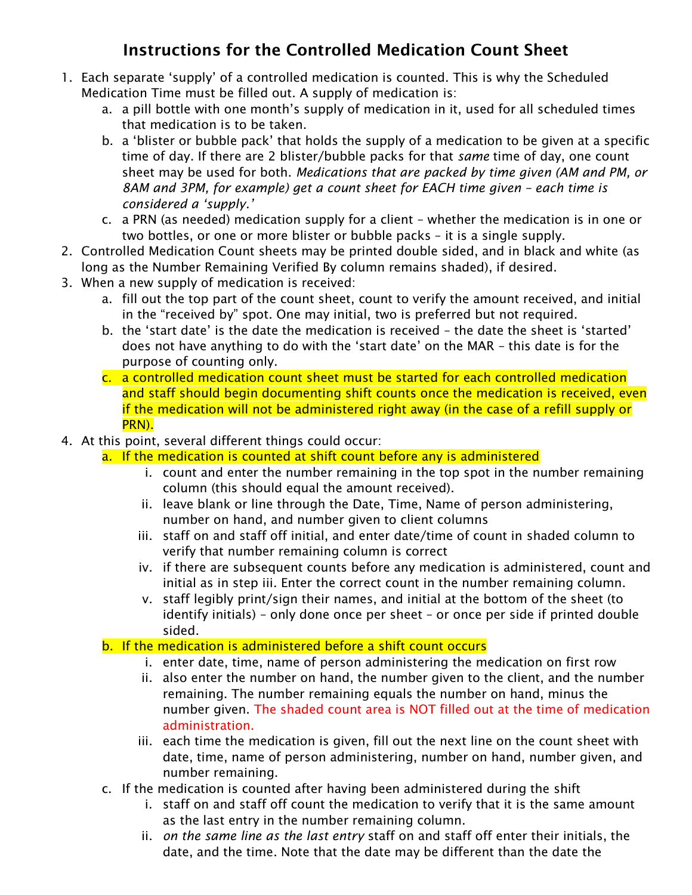# Instructions for the Controlled Medication Count Sheet

1. Each separate 'supply' of a controlled medication is counted. This is why the Scheduled Medication Time must be filled out. A supply of medication is:
    a. a pill bottle with one month's supply of medication in it, used for all scheduled times that medication is to be taken.
    b. a 'blister or bubble pack' that holds the supply of a medication to be given at a specific time of day. If there are 2 blister/bubble packs for that *same* time of day, one count sheet may be used for both. *Medications that are packed by time given (AM and PM, or 8AM and 3PM, for example) get a count sheet for EACH time given – each time is considered a 'supply.'*
    c. a PRN (as needed) medication supply for a client – whether the medication is in one or two bottles, or one or more blister or bubble packs – it is a single supply.
2. Controlled Medication Count sheets may be printed double sided, and in black and white (as long as the Number Remaining Verified By column remains shaded), if desired.
3. When a new supply of medication is received:
    a. fill out the top part of the count sheet, count to verify the amount received, and initial in the "received by" spot. One may initial, two is preferred but not required.
    b. the 'start date' is the date the medication is received – the date the sheet is 'started' does not have anything to do with the 'start date' on the MAR – this date is for the purpose of counting only.
    c. a controlled medication count sheet must be started for each controlled medication and staff should begin documenting shift counts once the medication is received, even if the medication will not be administered right away (in the case of a refill supply or PRN).
4. At this point, several different things could occur:
    a. If the medication is counted at shift count before any is administered
        i. count and enter the number remaining in the top spot in the number remaining column (this should equal the amount received).
        ii. leave blank or line through the Date, Time, Name of person administering, number on hand, and number given to client columns
        iii. staff on and staff off initial, and enter date/time of count in shaded column to verify that number remaining column is correct
        iv. if there are subsequent counts before any medication is administered, count and initial as in step iii. Enter the correct count in the number remaining column.
        v. staff legibly print/sign their names, and initial at the bottom of the sheet (to identify initials) – only done once per sheet – or once per side if printed double sided.
    b. If the medication is administered before a shift count occurs
        i. enter date, time, name of person administering the medication on first row
        ii. also enter the number on hand, the number given to the client, and the number remaining. The number remaining equals the number on hand, minus the number given. The shaded count area is NOT filled out at the time of medication administration.
        iii. each time the medication is given, fill out the next line on the count sheet with date, time, name of person administering, number on hand, number given, and number remaining.
    c. If the medication is counted after having been administered during the shift
        i. staff on and staff off count the medication to verify that it is the same amount as the last entry in the number remaining column.
        ii. *on the same line as the last entry* staff on and staff off enter their initials, the date, and the time. Note that the date may be different than the date the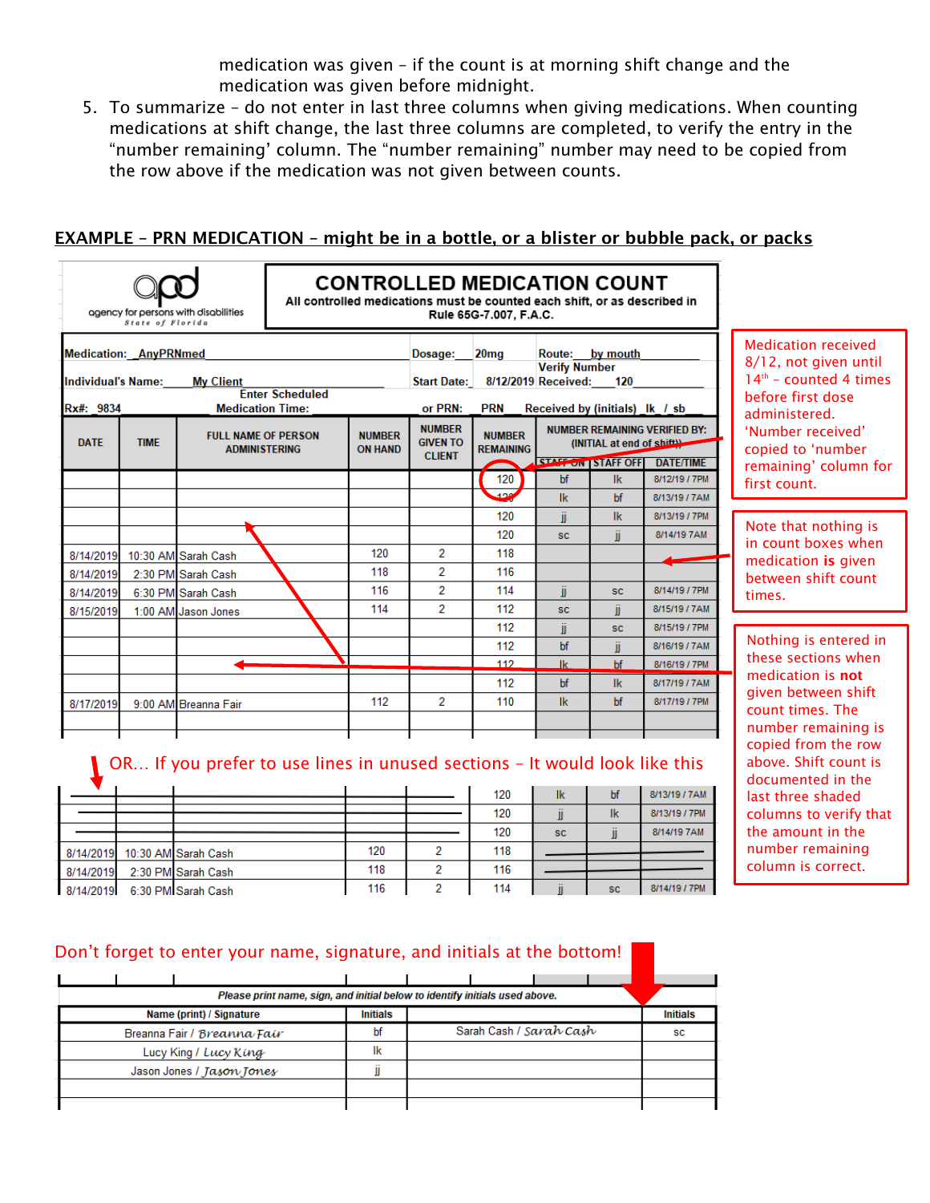medication was given – if the count is at morning shift change and the medication was given before midnight.

5. To summarize – do not enter in last three columns when giving medications. When counting medications at shift change, the last three columns are completed, to verify the entry in the "number remaining' column. The "number remaining" number may need to be copied from the row above if the medication was not given between counts.

## EXAMPLE – PRN MEDICATION – might be in a bottle, or a blister or bubble pack, or packs

apd – agency for persons with disabilities – State of Florida

**CONTROLLED MEDICATION COUNT**

All controlled medications must be counted each shift, or as described in Rule 65G-7.007, F.A.C.

Medication: AnyPRNmed | Dosage: 20mg | Route: by mouth

Individual's Name: My Client | Start Date: 8/12/2019 | Verify Number Received: 120

Rx#: 9834 | Enter Scheduled Medication Time: | or PRN: PRN | Received by (initials) lk / sb

| DATE | TIME | FULL NAME OF PERSON ADMINISTERING | NUMBER ON HAND | NUMBER GIVEN TO CLIENT | NUMBER REMAINING | NUMBER REMAINING VERIFIED BY: (INITIAL at end of shift) STAFF ON | STAFF OFF | DATE/TIME |
|---|---|---|---|---|---|---|---|---|
| | | | | | 120 | bf | lk | 8/12/19 / 7PM |
| | | | | | 120 | lk | bf | 8/13/19 / 7AM |
| | | | | | 120 | jj | lk | 8/13/19 / 7PM |
| | | | | | 120 | sc | jj | 8/14/19 7AM |
| 8/14/2019 | 10:30 AM | Sarah Cash | 120 | 2 | 118 | | | |
| 8/14/2019 | 2:30 PM | Sarah Cash | 118 | 2 | 116 | | | |
| 8/14/2019 | 6:30 PM | Sarah Cash | 116 | 2 | 114 | jj | sc | 8/14/19 / 7PM |
| 8/15/2019 | 1:00 AM | Jason Jones | 114 | 2 | 112 | sc | jj | 8/15/19 / 7AM |
| | | | | | 112 | jj | sc | 8/15/19 / 7PM |
| | | | | | 112 | bf | jj | 8/16/19 / 7AM |
| | | | | | 112 | lk | bf | 8/16/19 / 7PM |
| | | | | | 112 | bf | lk | 8/17/19 / 7AM |
| 8/17/2019 | 9:00 AM | Breanna Fair | 112 | 2 | 110 | lk | bf | 8/17/19 / 7PM |

Medication received 8/12, not given until 14th – counted 4 times before first dose administered. 'Number received' copied to 'number remaining' column for first count.

Note that nothing is in count boxes when medication **is** given between shift count times.

Nothing is entered in these sections when medication is **not** given between shift count times. The number remaining is copied from the row above. Shift count is documented in the last three shaded columns to verify that the amount in the number remaining column is correct.

OR… If you prefer to use lines in unused sections – It would look like this

| DATE | TIME | FULL NAME OF PERSON ADMINISTERING | NUMBER ON HAND | NUMBER GIVEN TO CLIENT | NUMBER REMAINING | STAFF ON | STAFF OFF | DATE/TIME |
|---|---|---|---|---|---|---|---|---|
| ——— | ——— | ——— | ——— | ——— | 120 | lk | bf | 8/13/19 / 7AM |
| ——— | ——— | ——— | ——— | ——— | 120 | jj | lk | 8/13/19 / 7PM |
| ——— | ——— | ——— | ——— | ——— | 120 | sc | jj | 8/14/19 7AM |
| 8/14/2019 | 10:30 AM | Sarah Cash | 120 | 2 | 118 | ——— | ——— | ——— |
| 8/14/2019 | 2:30 PM | Sarah Cash | 118 | 2 | 116 | ——— | ——— | ——— |
| 8/14/2019 | 6:30 PM | Sarah Cash | 116 | 2 | 114 | jj | sc | 8/14/19 / 7PM |

Don't forget to enter your name, signature, and initials at the bottom!

*Please print name, sign, and initial below to identify initials used above.*

| Name (print) / Signature | Initials | Name (print) / Signature | Initials |
|---|---|---|---|
| Breanna Fair / Breanna Fair | bf | Sarah Cash / Sarah Cash | sc |
| Lucy King / Lucy King | lk | | |
| Jason Jones / Jason Jones | jj | | |
| | | | |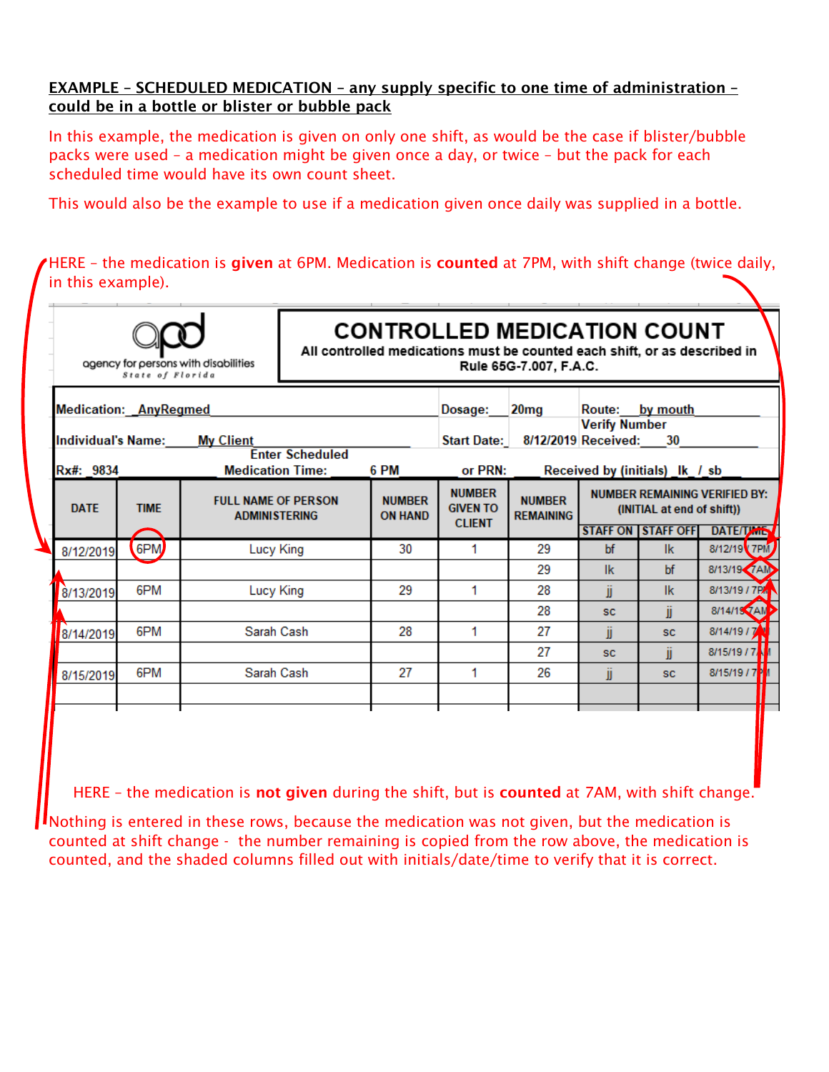**EXAMPLE – SCHEDULED MEDICATION – any supply specific to one time of administration – could be in a bottle or blister or bubble pack**

In this example, the medication is given on only one shift, as would be the case if blister/bubble packs were used – a medication might be given once a day, or twice – but the pack for each scheduled time would have its own count sheet.

This would also be the example to use if a medication given once daily was supplied in a bottle.

HERE – the medication is **given** at 6PM. Medication is **counted** at 7PM, with shift change (twice daily, in this example).

apd
agency for persons with disabilities
State of Florida

## CONTROLLED MEDICATION COUNT

**All controlled medications must be counted each shift, or as described in Rule 65G-7.007, F.A.C.**

Medication: AnyRegmed Dosage: 20mg Route: by mouth

Individual's Name: My Client Start Date: 8/12/2019 Verify Number Received: 30

Rx#: 9834 Enter Scheduled Medication Time: 6 PM or PRN: Received by (initials) lk / sb

| DATE | TIME | FULL NAME OF PERSON ADMINISTERING | NUMBER ON HAND | NUMBER GIVEN TO CLIENT | NUMBER REMAINING | NUMBER REMAINING VERIFIED BY: (INITIAL at end of shift) | | |
|---|---|---|---|---|---|---|---|---|
| | | | | | | STAFF ON | STAFF OFF | DATE/TIME |
| 8/12/2019 | 6PM | Lucy King | 30 | 1 | 29 | bf | lk | 8/12/19 / 7PM |
| | | | | | 29 | lk | bf | 8/13/19 / 7AM |
| 8/13/2019 | 6PM | Lucy King | 29 | 1 | 28 | jj | lk | 8/13/19 / 7PM |
| | | | | | 28 | sc | jj | 8/14/19 / 7AM |
| 8/14/2019 | 6PM | Sarah Cash | 28 | 1 | 27 | jj | sc | 8/14/19 / 7PM |
| | | | | | 27 | sc | jj | 8/15/19 / 7AM |
| 8/15/2019 | 6PM | Sarah Cash | 27 | 1 | 26 | jj | sc | 8/15/19 / 7PM |
| | | | | | | | | |

HERE – the medication is **not given** during the shift, but is **counted** at 7AM, with shift change.

Nothing is entered in these rows, because the medication was not given, but the medication is counted at shift change - the number remaining is copied from the row above, the medication is counted, and the shaded columns filled out with initials/date/time to verify that it is correct.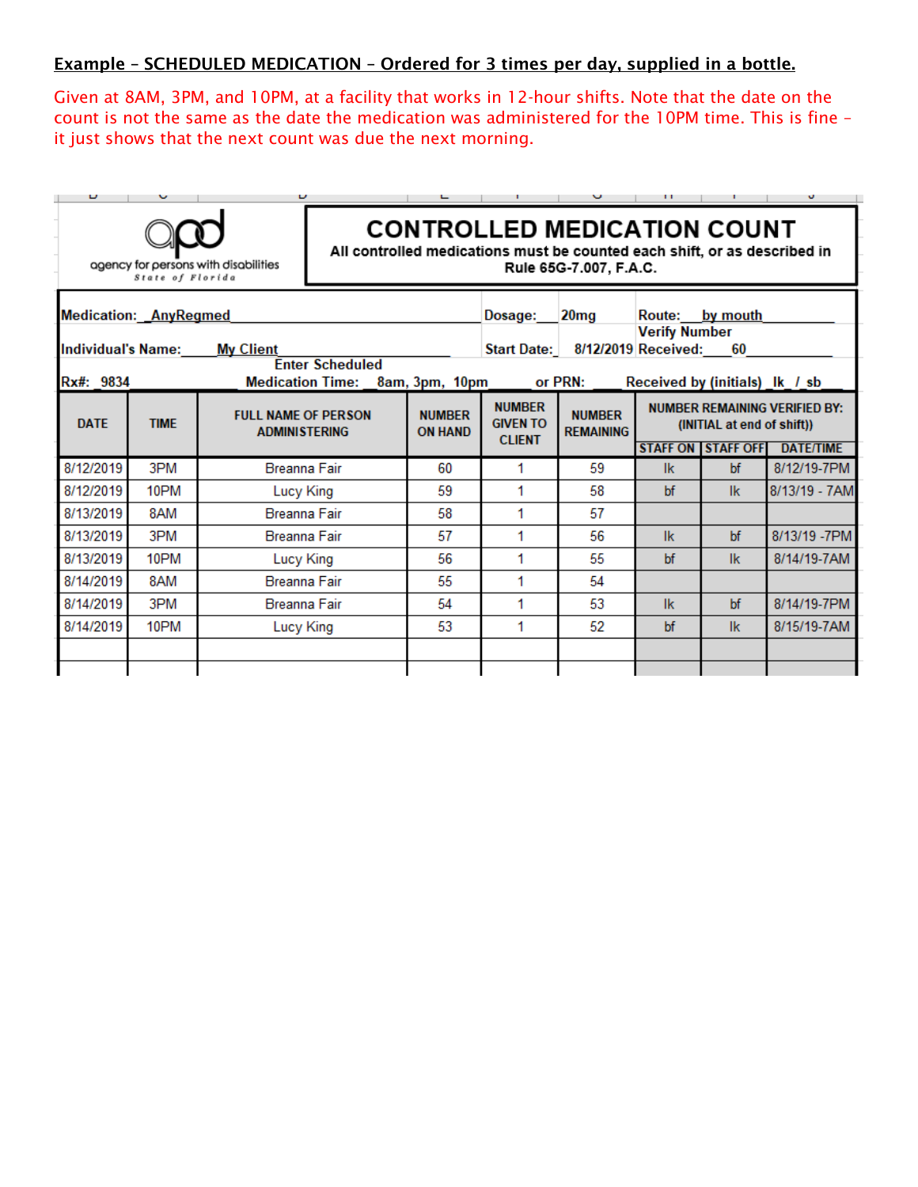**Example – SCHEDULED MEDICATION – Ordered for 3 times per day, supplied in a bottle.**

Given at 8AM, 3PM, and 10PM, at a facility that works in 12-hour shifts. Note that the date on the count is not the same as the date the medication was administered for the 10PM time. This is fine – it just shows that the next count was due the next morning.

apd
agency for persons with disabilities
State of Florida

# CONTROLLED MEDICATION COUNT

**All controlled medications must be counted each shift, or as described in Rule 65G-7.007, F.A.C.**

**Medication:** AnyRegmed **Dosage:** 20mg **Route:** by mouth

**Individual's Name:** My Client **Start Date:** 8/12/2019 **Verify Number Received:** 60

**Rx#:** 9834 **Enter Scheduled Medication Time:** 8am, 3pm, 10pm **or PRN:** **Received by (initials)** lk / sb

| DATE | TIME | FULL NAME OF PERSON ADMINISTERING | NUMBER ON HAND | NUMBER GIVEN TO CLIENT | NUMBER REMAINING | NUMBER REMAINING VERIFIED BY: (INITIAL at end of shift)) | | |
|---|---|---|---|---|---|---|---|---|
| | | | | | | STAFF ON | STAFF OFF | DATE/TIME |
| 8/12/2019 | 3PM | Breanna Fair | 60 | 1 | 59 | lk | bf | 8/12/19-7PM |
| 8/12/2019 | 10PM | Lucy King | 59 | 1 | 58 | bf | lk | 8/13/19 - 7AM |
| 8/13/2019 | 8AM | Breanna Fair | 58 | 1 | 57 | | | |
| 8/13/2019 | 3PM | Breanna Fair | 57 | 1 | 56 | lk | bf | 8/13/19 -7PM |
| 8/13/2019 | 10PM | Lucy King | 56 | 1 | 55 | bf | lk | 8/14/19-7AM |
| 8/14/2019 | 8AM | Breanna Fair | 55 | 1 | 54 | | | |
| 8/14/2019 | 3PM | Breanna Fair | 54 | 1 | 53 | lk | bf | 8/14/19-7PM |
| 8/14/2019 | 10PM | Lucy King | 53 | 1 | 52 | bf | lk | 8/15/19-7AM |
| | | | | | | | | |
| | | | | | | | | |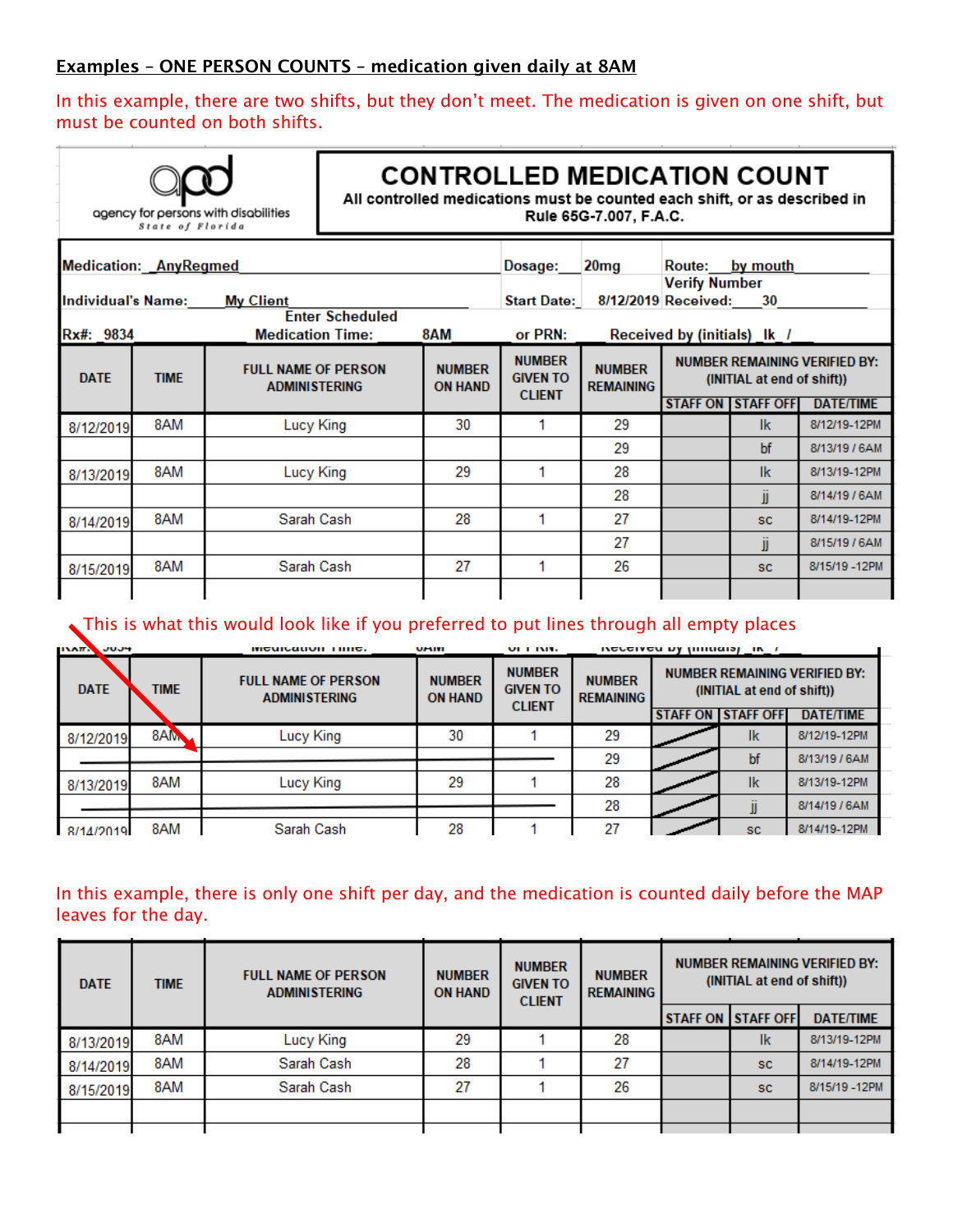**Examples – ONE PERSON COUNTS – medication given daily at 8AM**

In this example, there are two shifts, but they don't meet. The medication is given on one shift, but must be counted on both shifts.

agency for persons with disabilities
State of Florida

# CONTROLLED MEDICATION COUNT

**All controlled medications must be counted each shift, or as described in Rule 65G-7.007, F.A.C.**

**Medication:** AnyRegmed **Dosage:** 20mg **Route:** by mouth

**Individual's Name:** My Client **Start Date:** 8/12/2019 **Verify Number Received:** 30

**Rx#:** 9834 **Enter Scheduled Medication Time:** 8AM **or PRN:** **Received by (initials)** lk /

| DATE | TIME | FULL NAME OF PERSON ADMINISTERING | NUMBER ON HAND | NUMBER GIVEN TO CLIENT | NUMBER REMAINING | NUMBER REMAINING VERIFIED BY: (INITIAL at end of shift)) | | |
|---|---|---|---|---|---|---|---|---|
| | | | | | | STAFF ON | STAFF OFF | DATE/TIME |
| 8/12/2019 | 8AM | Lucy King | 30 | 1 | 29 | | lk | 8/12/19-12PM |
| | | | | | 29 | | bf | 8/13/19 / 6AM |
| 8/13/2019 | 8AM | Lucy King | 29 | 1 | 28 | | lk | 8/13/19-12PM |
| | | | | | 28 | | jj | 8/14/19 / 6AM |
| 8/14/2019 | 8AM | Sarah Cash | 28 | 1 | 27 | | sc | 8/14/19-12PM |
| | | | | | 27 | | jj | 8/15/19 / 6AM |
| 8/15/2019 | 8AM | Sarah Cash | 27 | 1 | 26 | | sc | 8/15/19 -12PM |
| | | | | | | | | |

This is what this would look like if you preferred to put lines through all empty places

| DATE | TIME | FULL NAME OF PERSON ADMINISTERING | NUMBER ON HAND | NUMBER GIVEN TO CLIENT | NUMBER REMAINING | NUMBER REMAINING VERIFIED BY: (INITIAL at end of shift)) | | |
|---|---|---|---|---|---|---|---|---|
| | | | | | | STAFF ON | STAFF OFF | DATE/TIME |
| 8/12/2019 | 8AM | Lucy King | 30 | 1 | 29 | | lk | 8/12/19-12PM |
| | | | | | 29 | | bf | 8/13/19 / 6AM |
| 8/13/2019 | 8AM | Lucy King | 29 | 1 | 28 | | lk | 8/13/19-12PM |
| | | | | | 28 | | jj | 8/14/19 / 6AM |
| 8/14/2019 | 8AM | Sarah Cash | 28 | 1 | 27 | | sc | 8/14/19-12PM |

In this example, there is only one shift per day, and the medication is counted daily before the MAP leaves for the day.

| DATE | TIME | FULL NAME OF PERSON ADMINISTERING | NUMBER ON HAND | NUMBER GIVEN TO CLIENT | NUMBER REMAINING | NUMBER REMAINING VERIFIED BY: (INITIAL at end of shift)) | | |
|---|---|---|---|---|---|---|---|---|
| | | | | | | STAFF ON | STAFF OFF | DATE/TIME |
| 8/13/2019 | 8AM | Lucy King | 29 | 1 | 28 | | lk | 8/13/19-12PM |
| 8/14/2019 | 8AM | Sarah Cash | 28 | 1 | 27 | | sc | 8/14/19-12PM |
| 8/15/2019 | 8AM | Sarah Cash | 27 | 1 | 26 | | sc | 8/15/19 -12PM |
| | | | | | | | | |